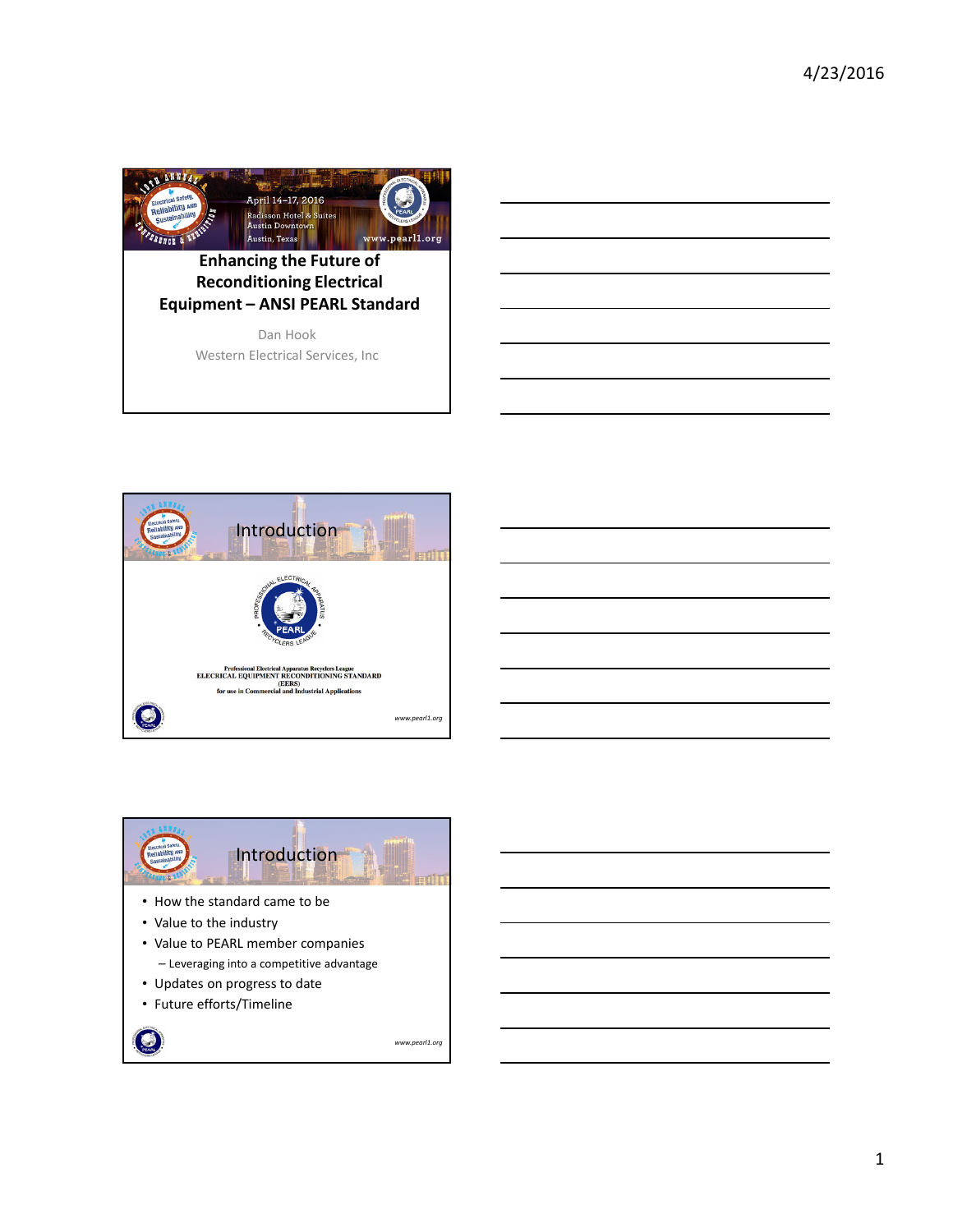## Enhancing the Future of Reconditioning Electrical Equipment – ANSI PEARL Standard

Dan Hook
Western Electrical Services, Inc

## Introduction

Professional Electrical Apparatus Recyclers League
ELECRICAL EQUIPMENT RECONDITIONING STANDARD
(EERS)
for use in Commercial and Industrial Applications

www.pearl1.org

## Introduction

- How the standard came to be
- Value to the industry
- Value to PEARL member companies
  - Leveraging into a competitive advantage
- Updates on progress to date
- Future efforts/Timeline

www.pearl1.org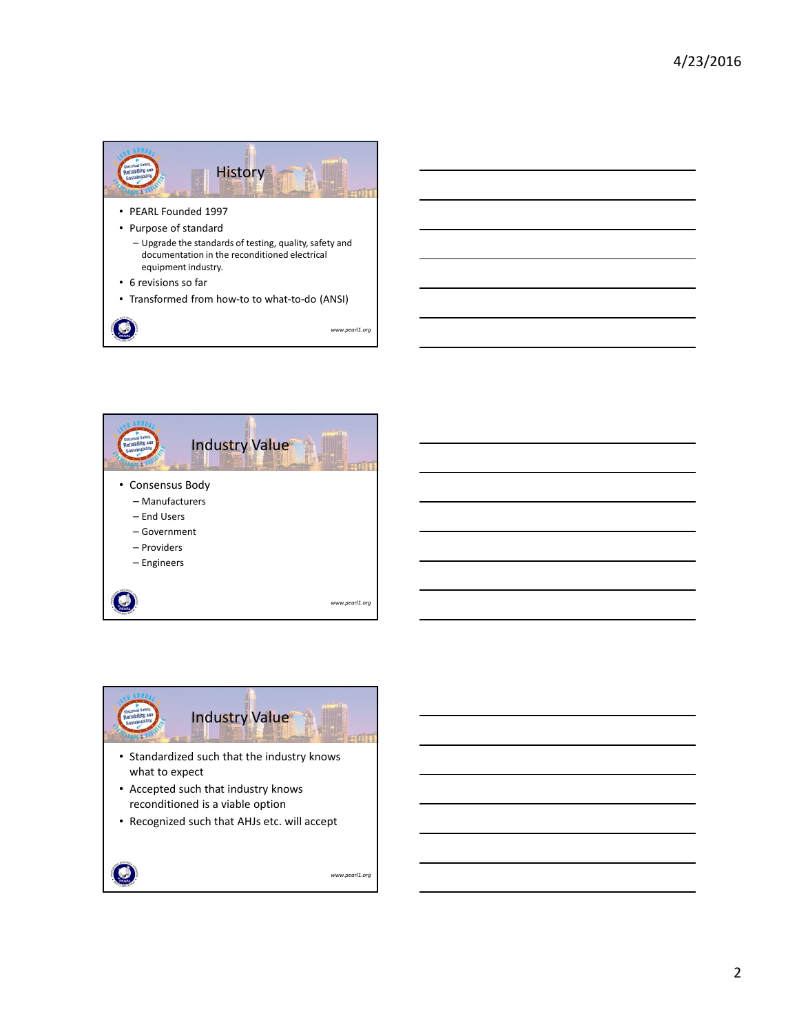## History

- PEARL Founded 1997
- Purpose of standard
  - Upgrade the standards of testing, quality, safety and documentation in the reconditioned electrical equipment industry.
- 6 revisions so far
- Transformed from how-to to what-to-do (ANSI)

*www.pearl1.org*

## Industry Value

- Consensus Body
  - Manufacturers
  - End Users
  - Government
  - Providers
  - Engineers

*www.pearl1.org*

## Industry Value

- Standardized such that the industry knows what to expect
- Accepted such that industry knows reconditioned is a viable option
- Recognized such that AHJs etc. will accept

*www.pearl1.org*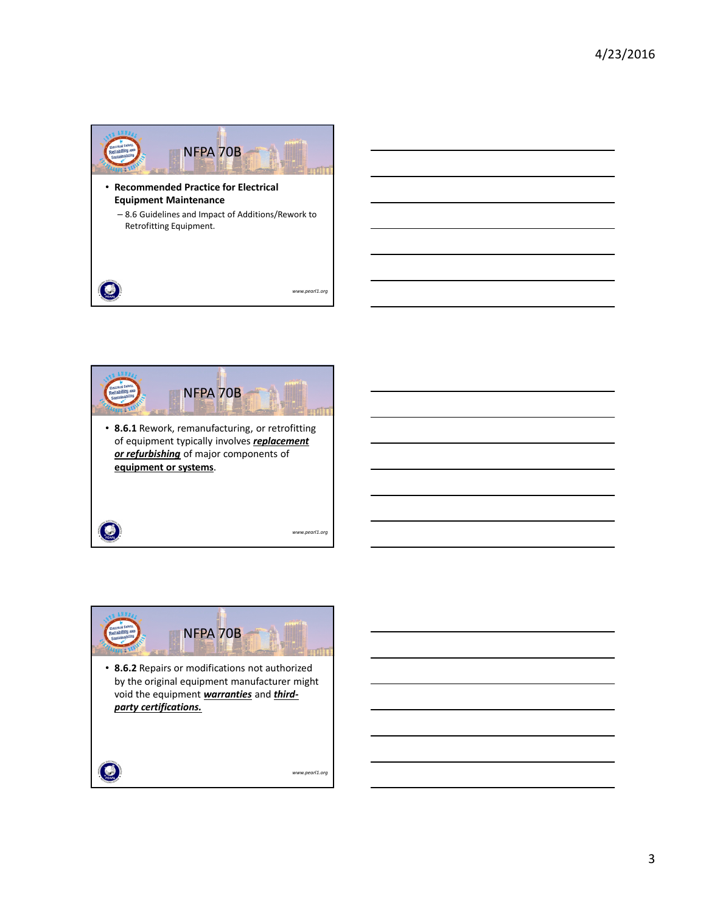## NFPA 70B

- **Recommended Practice for Electrical Equipment Maintenance**
  - 8.6 Guidelines and Impact of Additions/Rework to Retrofitting Equipment.

www.pearl1.org

## NFPA 70B

- **8.6.1** Rework, remanufacturing, or retrofitting of equipment typically involves ***replacement or refurbishing*** of major components of **equipment or systems**.

www.pearl1.org

## NFPA 70B

- **8.6.2** Repairs or modifications not authorized by the original equipment manufacturer might void the equipment ***warranties*** and ***third-party certifications.***

www.pearl1.org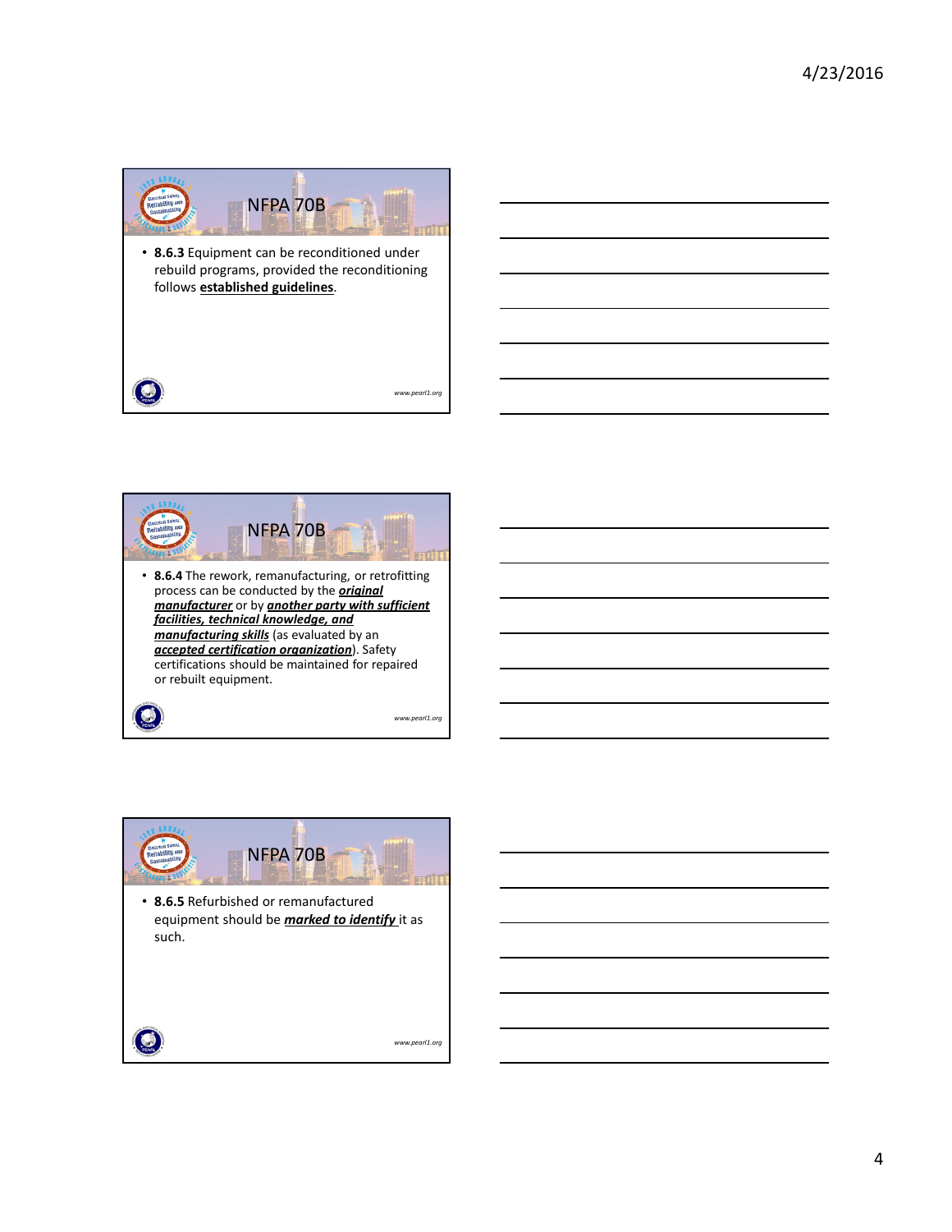## NFPA 70B

- **8.6.3** Equipment can be reconditioned under rebuild programs, provided the reconditioning follows **established guidelines**.

www.pearl1.org

## NFPA 70B

- **8.6.4** The rework, remanufacturing, or retrofitting process can be conducted by the ***original manufacturer*** or by ***another party with sufficient facilities, technical knowledge, and manufacturing skills*** (as evaluated by an ***accepted certification organization***). Safety certifications should be maintained for repaired or rebuilt equipment.

www.pearl1.org

## NFPA 70B

- **8.6.5** Refurbished or remanufactured equipment should be ***marked to identify*** it as such.

www.pearl1.org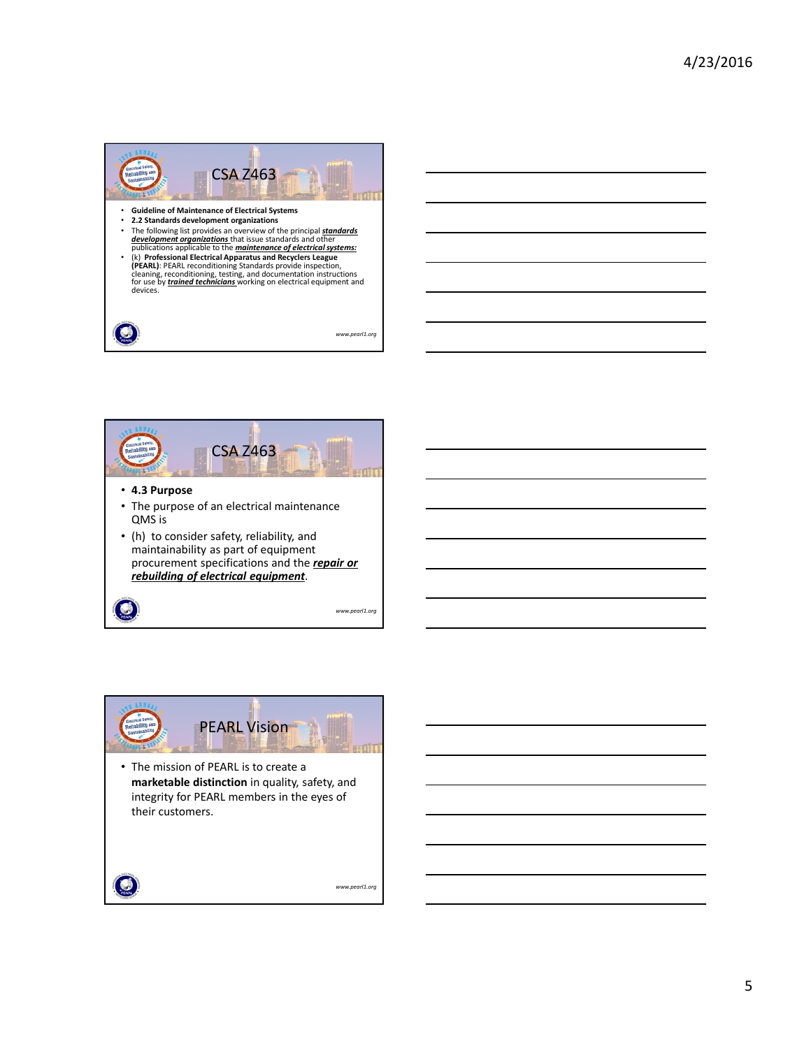## CSA Z463

- **Guideline of Maintenance of Electrical Systems**
- **2.2 Standards development organizations**
- The following list provides an overview of the principal ***standards development organizations*** that issue standards and other publications applicable to the ***maintenance of electrical systems:***
- (k) **Professional Electrical Apparatus and Recyclers League (PEARL)**: PEARL reconditioning Standards provide inspection, cleaning, reconditioning, testing, and documentation instructions for use by ***trained technicians*** working on electrical equipment and devices.

*www.pearl1.org*

## CSA Z463

- **4.3 Purpose**
- The purpose of an electrical maintenance QMS is
- (h) to consider safety, reliability, and maintainability as part of equipment procurement specifications and the ***repair or rebuilding of electrical equipment***.

*www.pearl1.org*

## PEARL Vision

- The mission of PEARL is to create a **marketable distinction** in quality, safety, and integrity for PEARL members in the eyes of their customers.

*www.pearl1.org*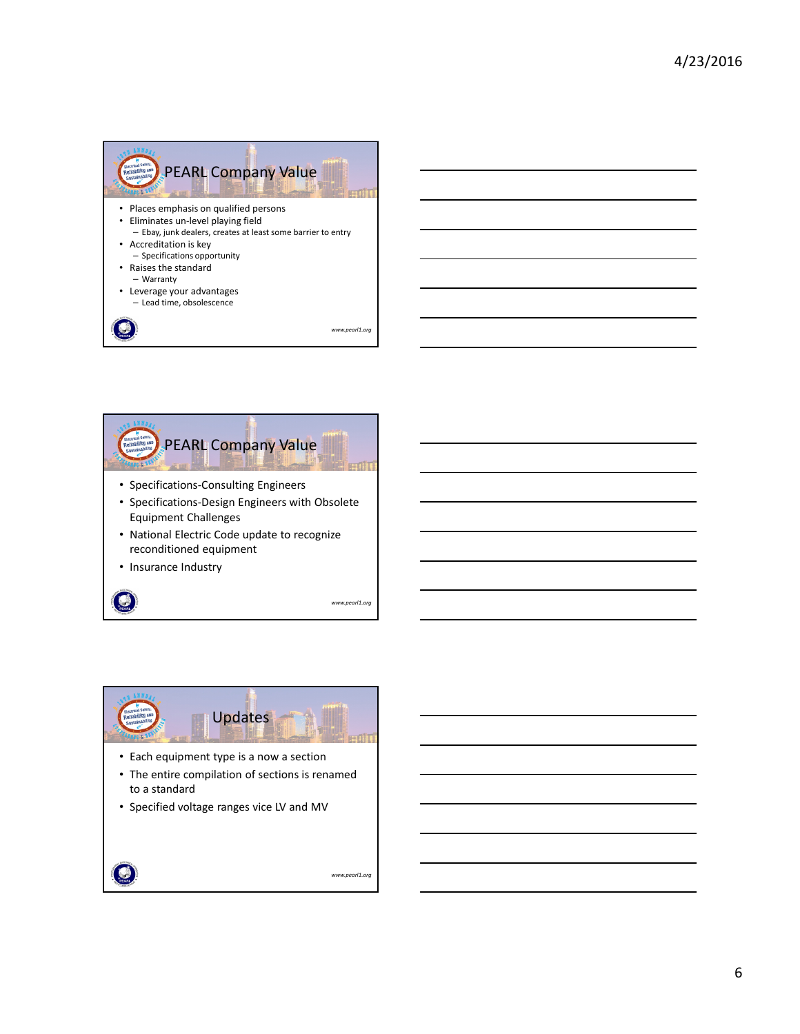## PEARL Company Value

- Places emphasis on qualified persons
- Eliminates un-level playing field
  - Ebay, junk dealers, creates at least some barrier to entry
- Accreditation is key
  - Specifications opportunity
- Raises the standard
  - Warranty
- Leverage your advantages
  - Lead time, obsolescence

www.pearl1.org

## PEARL Company Value

- Specifications-Consulting Engineers
- Specifications-Design Engineers with Obsolete Equipment Challenges
- National Electric Code update to recognize reconditioned equipment
- Insurance Industry

www.pearl1.org

## Updates

- Each equipment type is a now a section
- The entire compilation of sections is renamed to a standard
- Specified voltage ranges vice LV and MV

www.pearl1.org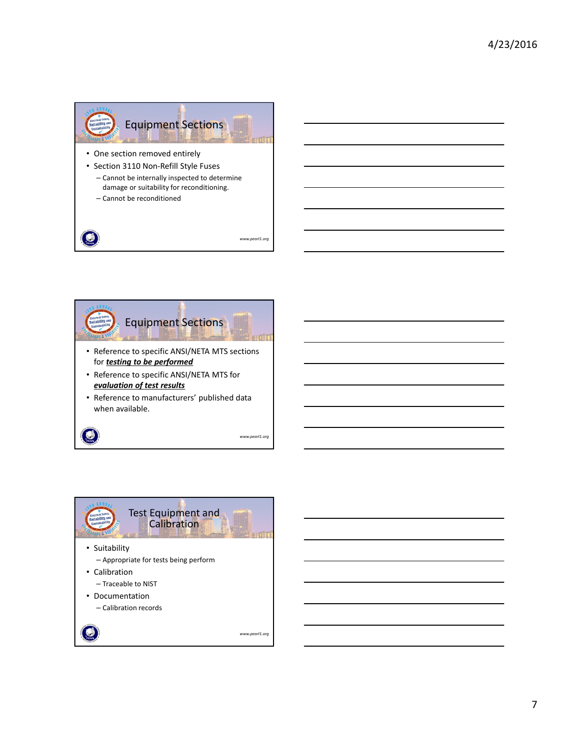## Equipment Sections

- One section removed entirely
- Section 3110 Non-Refill Style Fuses
  - Cannot be internally inspected to determine damage or suitability for reconditioning.
  - Cannot be reconditioned

www.pearl1.org

## Equipment Sections

- Reference to specific ANSI/NETA MTS sections for ***testing to be performed***
- Reference to specific ANSI/NETA MTS for ***evaluation of test results***
- Reference to manufacturers' published data when available.

www.pearl1.org

## Test Equipment and Calibration

- Suitability
  - Appropriate for tests being perform
- Calibration
  - Traceable to NIST
- Documentation
  - Calibration records

www.pearl1.org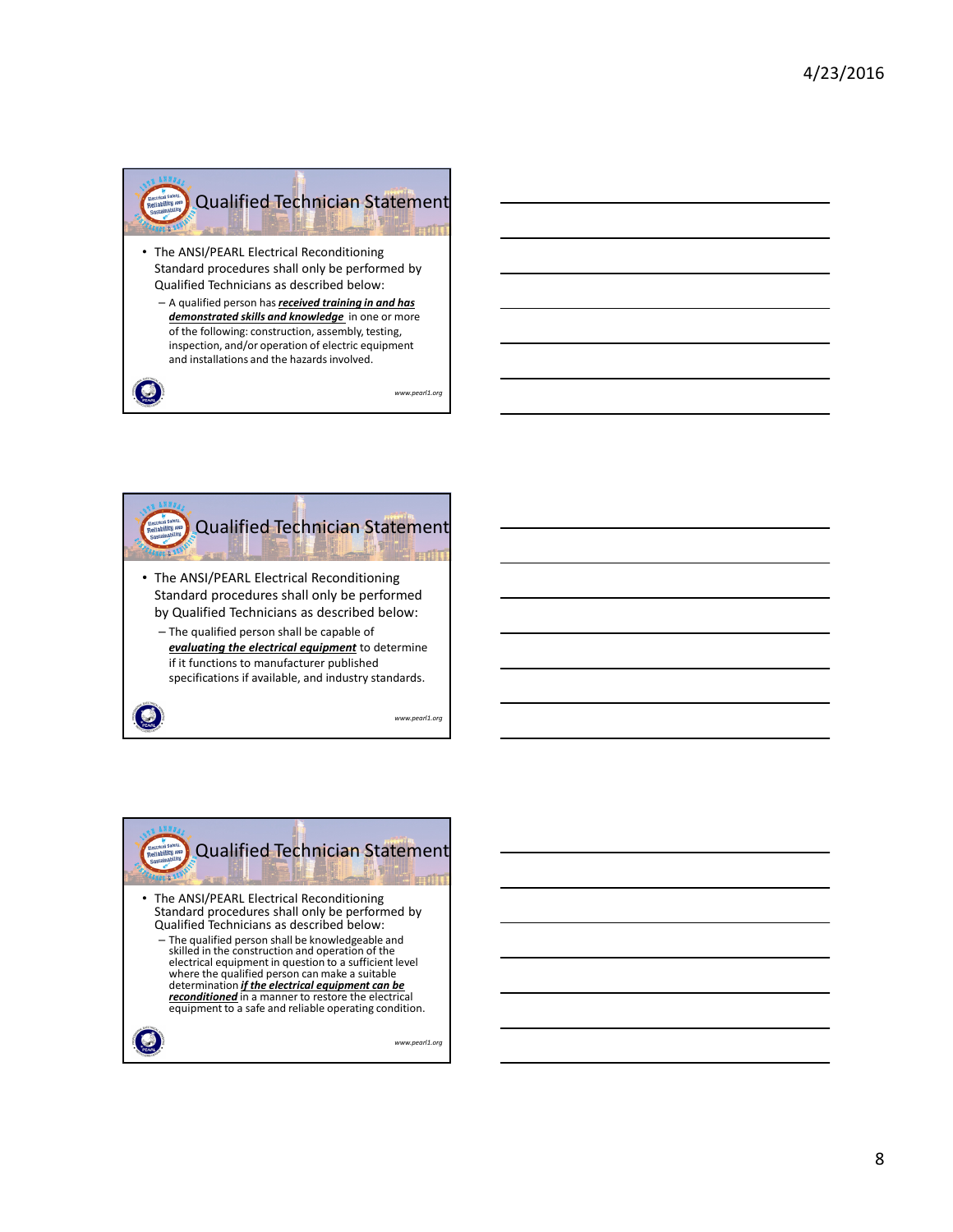## Qualified Technician Statement

- The ANSI/PEARL Electrical Reconditioning Standard procedures shall only be performed by Qualified Technicians as described below:
  - A qualified person has ***received training in and has demonstrated skills and knowledge*** in one or more of the following: construction, assembly, testing, inspection, and/or operation of electric equipment and installations and the hazards involved.

*www.pearl1.org*

## Qualified Technician Statement

- The ANSI/PEARL Electrical Reconditioning Standard procedures shall only be performed by Qualified Technicians as described below:
  - The qualified person shall be capable of ***evaluating the electrical equipment*** to determine if it functions to manufacturer published specifications if available, and industry standards.

*www.pearl1.org*

## Qualified Technician Statement

- The ANSI/PEARL Electrical Reconditioning Standard procedures shall only be performed by Qualified Technicians as described below:
  - The qualified person shall be knowledgeable and skilled in the construction and operation of the electrical equipment in question to a sufficient level where the qualified person can make a suitable determination ***if the electrical equipment can be reconditioned*** in a manner to restore the electrical equipment to a safe and reliable operating condition.

*www.pearl1.org*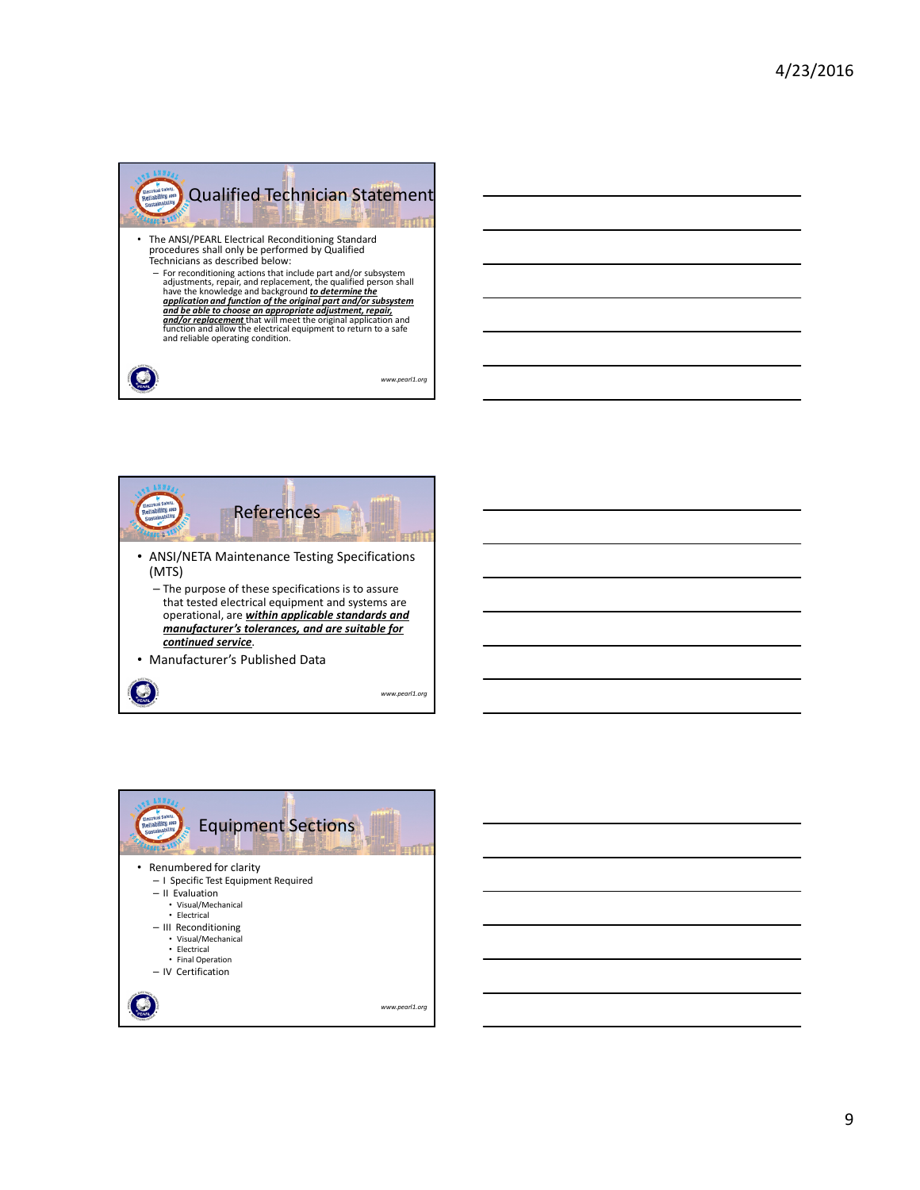## Qualified Technician Statement

- The ANSI/PEARL Electrical Reconditioning Standard procedures shall only be performed by Qualified Technicians as described below:
  - For reconditioning actions that include part and/or subsystem adjustments, repair, and replacement, the qualified person shall have the knowledge and background ***to determine the application and function of the original part and/or subsystem and be able to choose an appropriate adjustment, repair, and/or replacement*** that will meet the original application and function and allow the electrical equipment to return to a safe and reliable operating condition.

www.pearl1.org

## References

- ANSI/NETA Maintenance Testing Specifications (MTS)
  - The purpose of these specifications is to assure that tested electrical equipment and systems are operational, are ***within applicable standards and manufacturer's tolerances, and are suitable for continued service***.
- Manufacturer's Published Data

www.pearl1.org

## Equipment Sections

- Renumbered for clarity
  - I Specific Test Equipment Required
  - II Evaluation
    - Visual/Mechanical
    - Electrical
  - III Reconditioning
    - Visual/Mechanical
    - Electrical
    - Final Operation
  - IV Certification

www.pearl1.org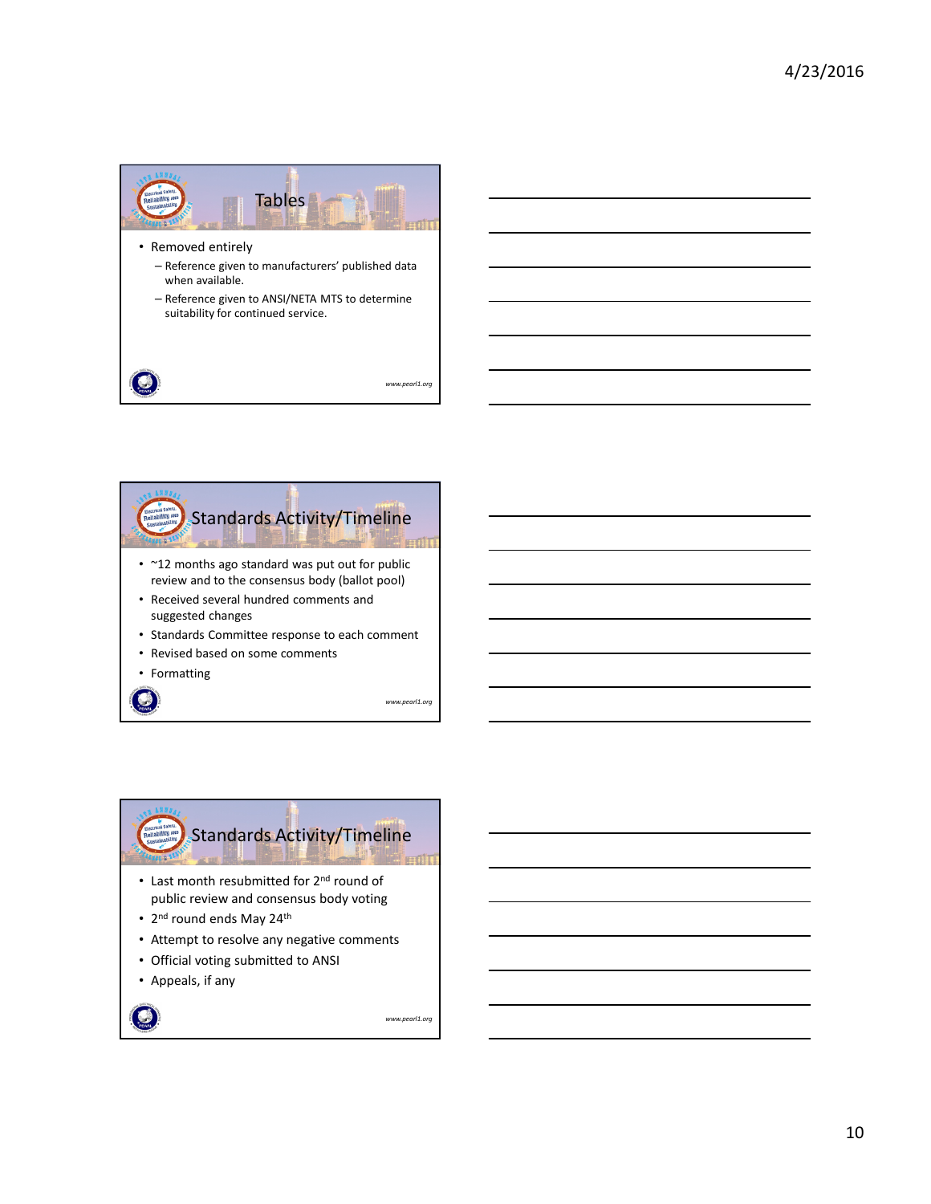## Tables

- Removed entirely
  - Reference given to manufacturers' published data when available.
  - Reference given to ANSI/NETA MTS to determine suitability for continued service.

*www.pearl1.org*

## Standards Activity/Timeline

- ~12 months ago standard was put out for public review and to the consensus body (ballot pool)
- Received several hundred comments and suggested changes
- Standards Committee response to each comment
- Revised based on some comments
- Formatting

*www.pearl1.org*

## Standards Activity/Timeline

- Last month resubmitted for 2nd round of public review and consensus body voting
- 2nd round ends May 24th
- Attempt to resolve any negative comments
- Official voting submitted to ANSI
- Appeals, if any

*www.pearl1.org*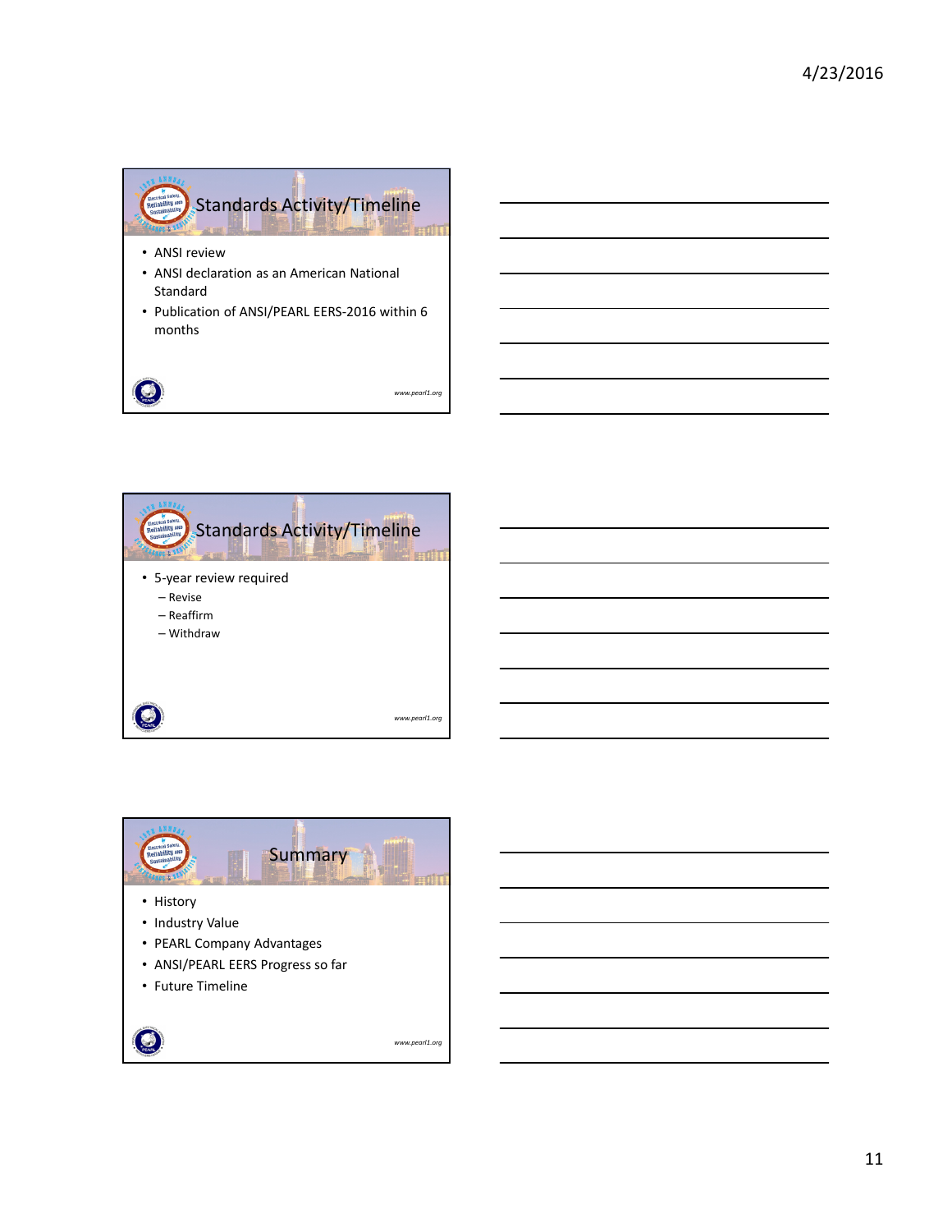## Standards Activity/Timeline

- ANSI review
- ANSI declaration as an American National Standard
- Publication of ANSI/PEARL EERS-2016 within 6 months

www.pearl1.org

## Standards Activity/Timeline

- 5-year review required
  - Revise
  - Reaffirm
  - Withdraw

www.pearl1.org

## Summary

- History
- Industry Value
- PEARL Company Advantages
- ANSI/PEARL EERS Progress so far
- Future Timeline

www.pearl1.org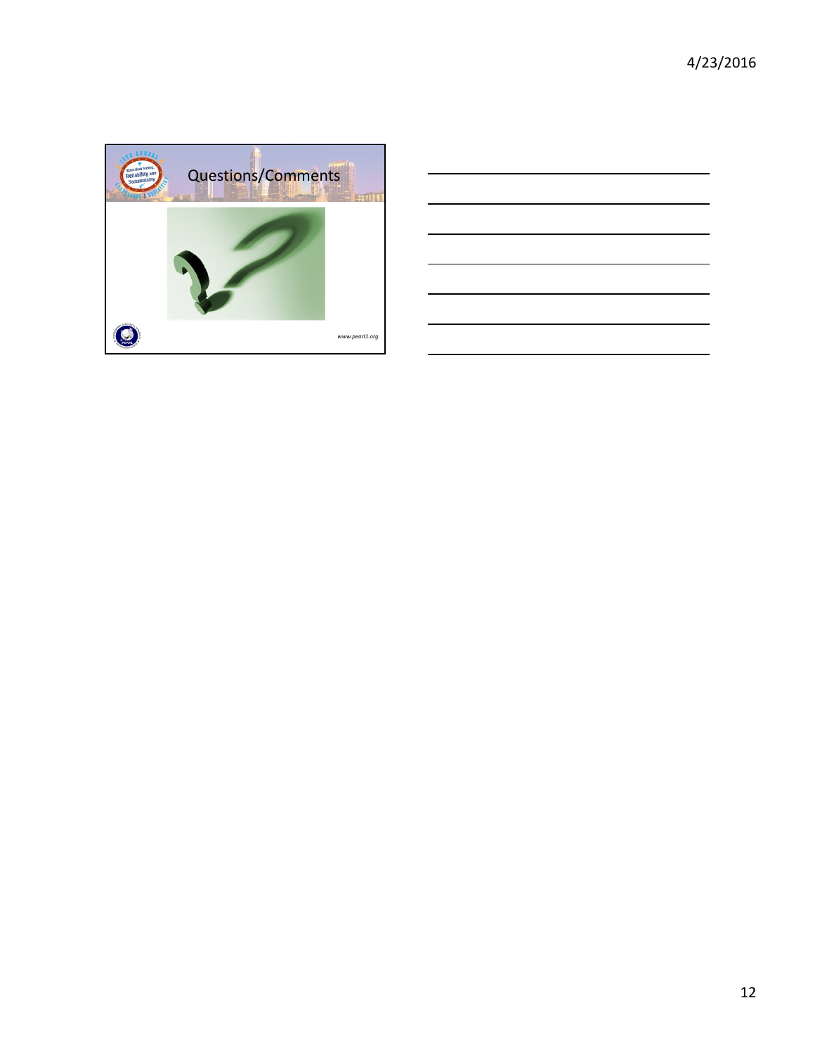## Questions/Comments

www.pearl1.org